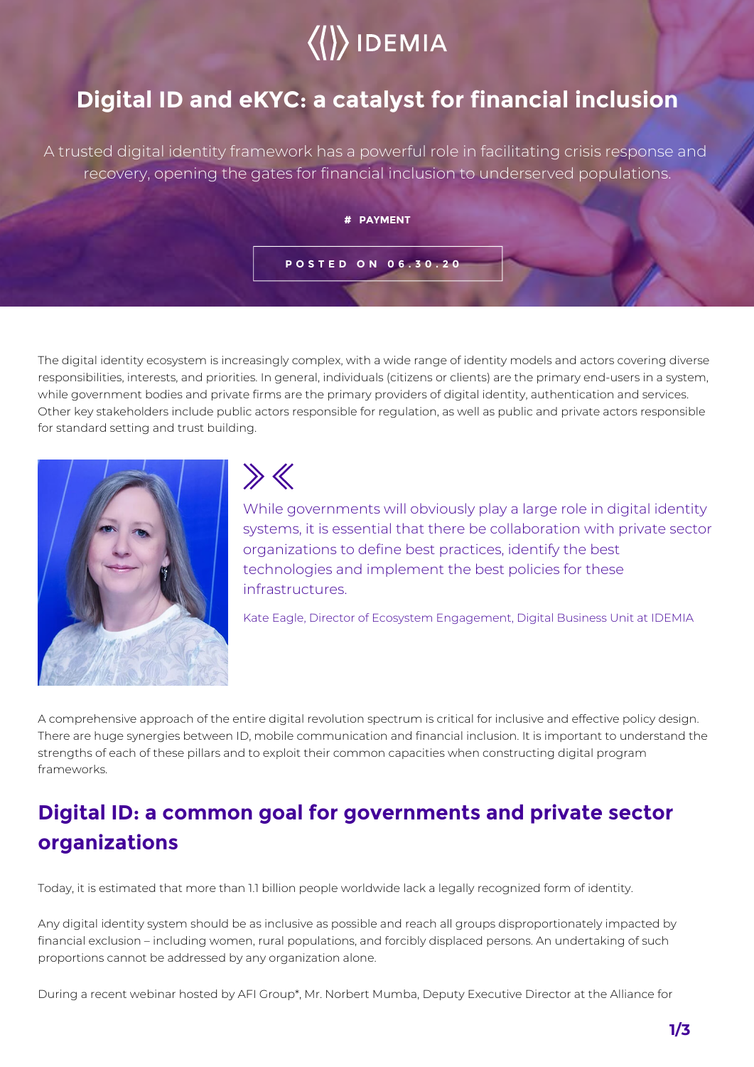IDEMIA

# Digital ID and eKYC: a catalyst for financial inclusion

A trusted digital identity framework has a powerful role in facilitating crisis response and recovery, opening the gates for financial inclusion to underserved populations.

# PAYMENT

POSTED ON 06.30.20

The digital identity ecosystem is increasingly complex, with a wide range of identity models and actors covering diverse responsibilities, interests, and priorities. In general, individuals (citizens or clients) are the primary end-users in a system, while government bodies and private firms are the primary providers of digital identity, authentication and services. Other key stakeholders include public actors responsible for regulation, as well as public and private actors responsible for standard setting and trust building.

> While governments will obviously play a large role in digital identity systems, it is essential that there be collaboration with private sector organizations to define best practices, identify the best technologies and implement the best policies for these infrastructures.
>
> Kate Eagle, Director of Ecosystem Engagement, Digital Business Unit at IDEMIA

A comprehensive approach of the entire digital revolution spectrum is critical for inclusive and effective policy design. There are huge synergies between ID, mobile communication and financial inclusion. It is important to understand the strengths of each of these pillars and to exploit their common capacities when constructing digital program frameworks.

## Digital ID: a common goal for governments and private sector organizations

Today, it is estimated that more than 1.1 billion people worldwide lack a legally recognized form of identity.

Any digital identity system should be as inclusive as possible and reach all groups disproportionately impacted by financial exclusion – including women, rural populations, and forcibly displaced persons. An undertaking of such proportions cannot be addressed by any organization alone.

During a recent webinar hosted by AFI Group*, Mr. Norbert Mumba, Deputy Executive Director at the Alliance for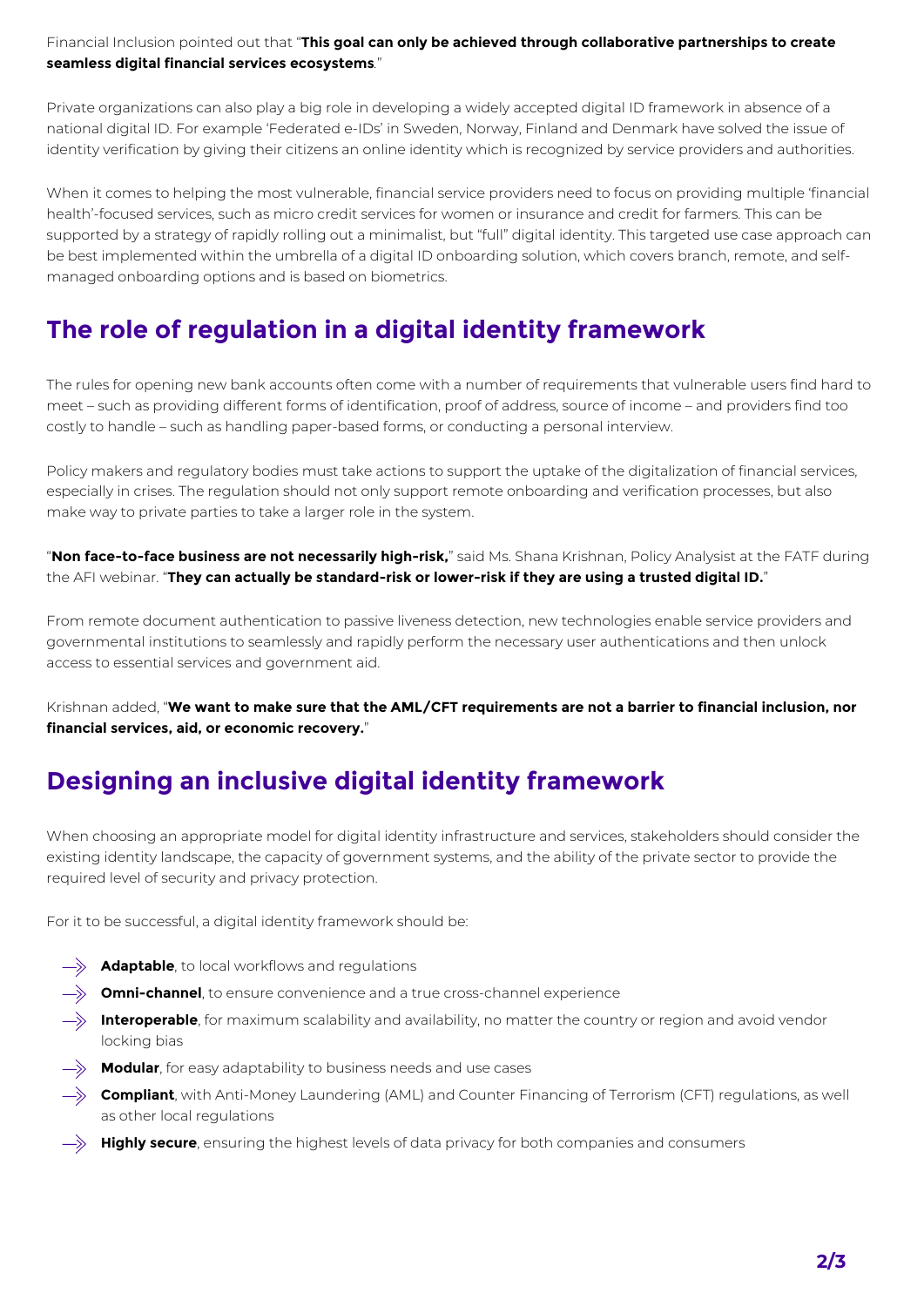Financial Inclusion pointed out that "**This goal can only be achieved through collaborative partnerships to create seamless digital financial services ecosystems**."

Private organizations can also play a big role in developing a widely accepted digital ID framework in absence of a national digital ID. For example 'Federated e-IDs' in Sweden, Norway, Finland and Denmark have solved the issue of identity verification by giving their citizens an online identity which is recognized by service providers and authorities.

When it comes to helping the most vulnerable, financial service providers need to focus on providing multiple 'financial health'-focused services, such as micro credit services for women or insurance and credit for farmers. This can be supported by a strategy of rapidly rolling out a minimalist, but "full" digital identity. This targeted use case approach can be best implemented within the umbrella of a digital ID onboarding solution, which covers branch, remote, and self-managed onboarding options and is based on biometrics.

## The role of regulation in a digital identity framework

The rules for opening new bank accounts often come with a number of requirements that vulnerable users find hard to meet – such as providing different forms of identification, proof of address, source of income – and providers find too costly to handle – such as handling paper-based forms, or conducting a personal interview.

Policy makers and regulatory bodies must take actions to support the uptake of the digitalization of financial services, especially in crises. The regulation should not only support remote onboarding and verification processes, but also make way to private parties to take a larger role in the system.

"**Non face-to-face business are not necessarily high-risk,**" said Ms. Shana Krishnan, Policy Analysist at the FATF during the AFI webinar. "**They can actually be standard-risk or lower-risk if they are using a trusted digital ID.**"

From remote document authentication to passive liveness detection, new technologies enable service providers and governmental institutions to seamlessly and rapidly perform the necessary user authentications and then unlock access to essential services and government aid.

Krishnan added, "**We want to make sure that the AML/CFT requirements are not a barrier to financial inclusion, nor financial services, aid, or economic recovery.**"

## Designing an inclusive digital identity framework

When choosing an appropriate model for digital identity infrastructure and services, stakeholders should consider the existing identity landscape, the capacity of government systems, and the ability of the private sector to provide the required level of security and privacy protection.

For it to be successful, a digital identity framework should be:

- **Adaptable**, to local workflows and regulations
- **Omni-channel**, to ensure convenience and a true cross-channel experience
- **Interoperable**, for maximum scalability and availability, no matter the country or region and avoid vendor locking bias
- **Modular**, for easy adaptability to business needs and use cases
- **Compliant**, with Anti-Money Laundering (AML) and Counter Financing of Terrorism (CFT) regulations, as well as other local regulations
- **Highly secure**, ensuring the highest levels of data privacy for both companies and consumers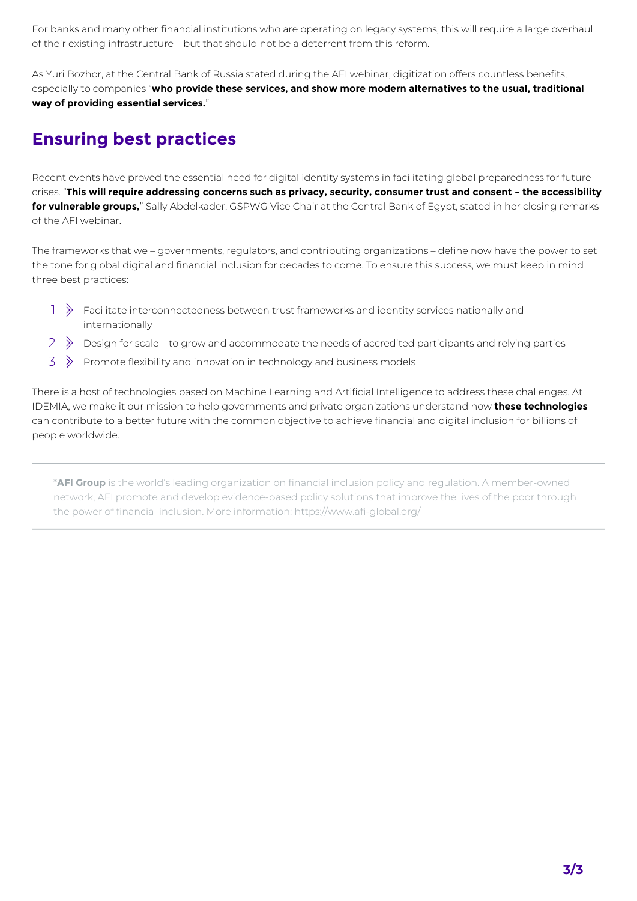For banks and many other financial institutions who are operating on legacy systems, this will require a large overhaul of their existing infrastructure – but that should not be a deterrent from this reform.

As Yuri Bozhor, at the Central Bank of Russia stated during the AFI webinar, digitization offers countless benefits, especially to companies "**who provide these services, and show more modern alternatives to the usual, traditional way of providing essential services.**"

## Ensuring best practices

Recent events have proved the essential need for digital identity systems in facilitating global preparedness for future crises. "**This will require addressing concerns such as privacy, security, consumer trust and consent – the accessibility for vulnerable groups,**" Sally Abdelkader, GSPWG Vice Chair at the Central Bank of Egypt, stated in her closing remarks of the AFI webinar.

The frameworks that we – governments, regulators, and contributing organizations – define now have the power to set the tone for global digital and financial inclusion for decades to come. To ensure this success, we must keep in mind three best practices:

1. Facilitate interconnectedness between trust frameworks and identity services nationally and internationally
2. Design for scale – to grow and accommodate the needs of accredited participants and relying parties
3. Promote flexibility and innovation in technology and business models

There is a host of technologies based on Machine Learning and Artificial Intelligence to address these challenges. At IDEMIA, we make it our mission to help governments and private organizations understand how **these technologies** can contribute to a better future with the common objective to achieve financial and digital inclusion for billions of people worldwide.

---

*__AFI Group__ is the world's leading organization on financial inclusion policy and regulation. A member-owned network, AFI promote and develop evidence-based policy solutions that improve the lives of the poor through the power of financial inclusion. More information: https://www.afi-global.org/

---